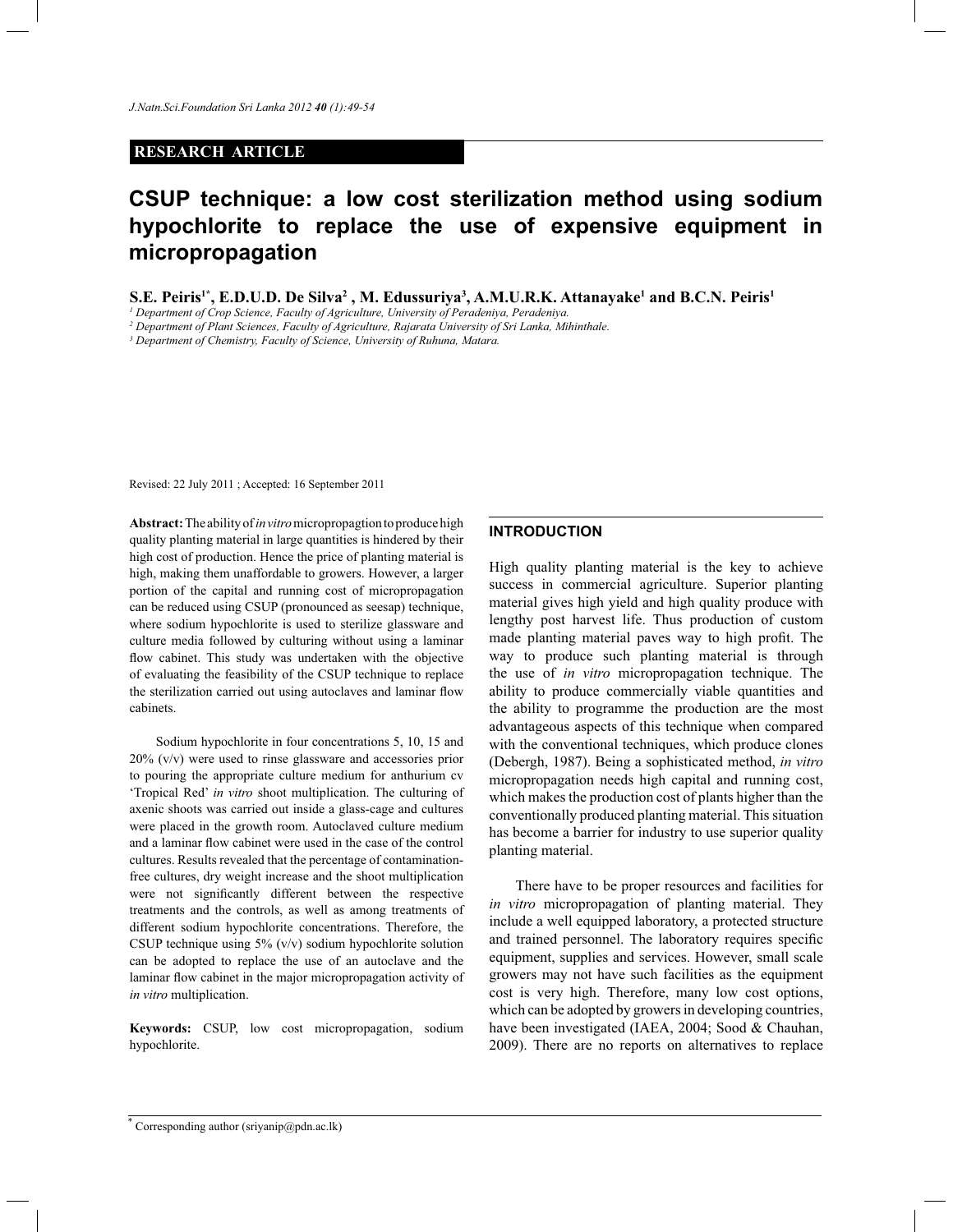**RESEARCH ARTICLE**

# CSUP technique: a low cost sterilization method using sodium hypochlorite to replace the use of expensive equipment in micropropagation

**S.E. Peiris[1*], E.D.U.D. De Silva[2], M. Edussuriya[3], A.M.U.R.K. Attanayake[1] and B.C.N. Peiris[1]**

[1] *Department of Crop Science, Faculty of Agriculture, University of Peradeniya, Peradeniya.*

[2] *Department of Plant Sciences, Faculty of Agriculture, Rajarata University of Sri Lanka, Mihinthale.*

[3] *Department of Chemistry, Faculty of Science, University of Ruhuna, Matara.*

Revised: 22 July 2011 ; Accepted: 16 September 2011

**Abstract:** The ability of *in vitro* micropropagtion to produce high quality planting material in large quantities is hindered by their high cost of production. Hence the price of planting material is high, making them unaffordable to growers. However, a larger portion of the capital and running cost of micropropagation can be reduced using CSUP (pronounced as seesap) technique, where sodium hypochlorite is used to sterilize glassware and culture media followed by culturing without using a laminar flow cabinet. This study was undertaken with the objective of evaluating the feasibility of the CSUP technique to replace the sterilization carried out using autoclaves and laminar flow cabinets.

Sodium hypochlorite in four concentrations 5, 10, 15 and 20% (v/v) were used to rinse glassware and accessories prior to pouring the appropriate culture medium for anthurium cv 'Tropical Red' *in vitro* shoot multiplication. The culturing of axenic shoots was carried out inside a glass-cage and cultures were placed in the growth room. Autoclaved culture medium and a laminar flow cabinet were used in the case of the control cultures. Results revealed that the percentage of contamination-free cultures, dry weight increase and the shoot multiplication were not significantly different between the respective treatments and the controls, as well as among treatments of different sodium hypochlorite concentrations. Therefore, the CSUP technique using 5% (v/v) sodium hypochlorite solution can be adopted to replace the use of an autoclave and the laminar flow cabinet in the major micropropagation activity of *in vitro* multiplication.

**Keywords:** CSUP, low cost micropropagation, sodium hypochlorite.

## INTRODUCTION

High quality planting material is the key to achieve success in commercial agriculture. Superior planting material gives high yield and high quality produce with lengthy post harvest life. Thus production of custom made planting material paves way to high profit. The way to produce such planting material is through the use of *in vitro* micropropagation technique. The ability to produce commercially viable quantities and the ability to programme the production are the most advantageous aspects of this technique when compared with the conventional techniques, which produce clones (Debergh, 1987). Being a sophisticated method, *in vitro* micropropagation needs high capital and running cost, which makes the production cost of plants higher than the conventionally produced planting material. This situation has become a barrier for industry to use superior quality planting material.

There have to be proper resources and facilities for *in vitro* micropropagation of planting material. They include a well equipped laboratory, a protected structure and trained personnel. The laboratory requires specific equipment, supplies and services. However, small scale growers may not have such facilities as the equipment cost is very high. Therefore, many low cost options, which can be adopted by growers in developing countries, have been investigated (IAEA, 2004; Sood & Chauhan, 2009). There are no reports on alternatives to replace

* Corresponding author (sriyanip@pdn.ac.lk)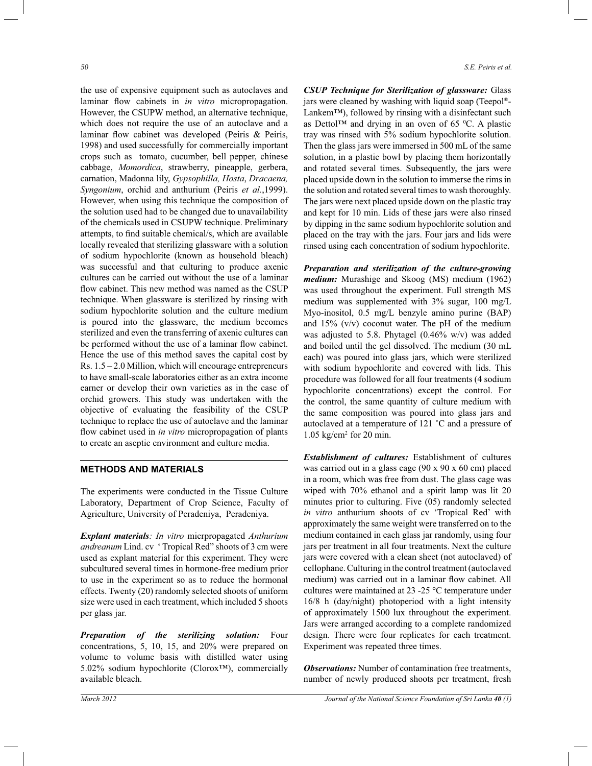the use of expensive equipment such as autoclaves and laminar flow cabinets in *in vitro* micropropagation. However, the CSUPW method, an alternative technique, which does not require the use of an autoclave and a laminar flow cabinet was developed (Peiris & Peiris, 1998) and used successfully for commercially important crops such as tomato, cucumber, bell pepper, chinese cabbage, *Momordica*, strawberry, pineapple, gerbera, carnation, Madonna lily, *Gypsophilla, Hosta*, *Dracaena, Syngonium*, orchid and anthurium (Peiris *et al.*,1999). However, when using this technique the composition of the solution used had to be changed due to unavailability of the chemicals used in CSUPW technique. Preliminary attempts, to find suitable chemical/s, which are available locally revealed that sterilizing glassware with a solution of sodium hypochlorite (known as household bleach) was successful and that culturing to produce axenic cultures can be carried out without the use of a laminar flow cabinet. This new method was named as the CSUP technique. When glassware is sterilized by rinsing with sodium hypochlorite solution and the culture medium is poured into the glassware, the medium becomes sterilized and even the transferring of axenic cultures can be performed without the use of a laminar flow cabinet. Hence the use of this method saves the capital cost by Rs. 1.5 – 2.0 Million, which will encourage entrepreneurs to have small-scale laboratories either as an extra income earner or develop their own varieties as in the case of orchid growers. This study was undertaken with the objective of evaluating the feasibility of the CSUP technique to replace the use of autoclave and the laminar flow cabinet used in *in vitro* micropropagation of plants to create an aseptic environment and culture media.

## METHODS AND MATERIALS

The experiments were conducted in the Tissue Culture Laboratory, Department of Crop Science, Faculty of Agriculture, University of Peradeniya, Peradeniya.

***Explant materials**: In vitro* micrpropagated *Anthurium andreanum* Lind. cv 'Tropical Red" shoots of 3 cm were used as explant material for this experiment. They were subcultured several times in hormone-free medium prior to use in the experiment so as to reduce the hormonal effects. Twenty (20) randomly selected shoots of uniform size were used in each treatment, which included 5 shoots per glass jar.

***Preparation of the sterilizing solution:*** Four concentrations, 5, 10, 15, and 20% were prepared on volume to volume basis with distilled water using 5.02% sodium hypochlorite (Clorox™), commercially available bleach.

***CSUP Technique for Sterilization of glassware:*** Glass jars were cleaned by washing with liquid soap (Teepol®-Lankem™), followed by rinsing with a disinfectant such as Dettol™ and drying in an oven of 65 $^{0}$C. A plastic tray was rinsed with 5% sodium hypochlorite solution. Then the glass jars were immersed in 500 mL of the same solution, in a plastic bowl by placing them horizontally and rotated several times. Subsequently, the jars were placed upside down in the solution to immerse the rims in the solution and rotated several times to wash thoroughly. The jars were next placed upside down on the plastic tray and kept for 10 min. Lids of these jars were also rinsed by dipping in the same sodium hypochlorite solution and placed on the tray with the jars. Four jars and lids were rinsed using each concentration of sodium hypochlorite.

***Preparation and sterilization of the culture-growing medium:*** Murashige and Skoog (MS) medium (1962) was used throughout the experiment. Full strength MS medium was supplemented with 3% sugar, 100 mg/L Myo-inositol, 0.5 mg/L benzyle amino purine (BAP) and 15% (v/v) coconut water. The pH of the medium was adjusted to 5.8. Phytagel (0.46% w/v) was added and boiled until the gel dissolved. The medium (30 mL each) was poured into glass jars, which were sterilized with sodium hypochlorite and covered with lids. This procedure was followed for all four treatments (4 sodium hypochlorite concentrations) except the control. For the control, the same quantity of culture medium with the same composition was poured into glass jars and autoclaved at a temperature of 121 ˚C and a pressure of 1.05 kg/cm$^2$ for 20 min.

***Establishment of cultures:*** Establishment of cultures was carried out in a glass cage (90 x 90 x 60 cm) placed in a room, which was free from dust. The glass cage was wiped with 70% ethanol and a spirit lamp was lit 20 minutes prior to culturing. Five (05) randomly selected *in vitro* anthurium shoots of cv 'Tropical Red' with approximately the same weight were transferred on to the medium contained in each glass jar randomly, using four jars per treatment in all four treatments. Next the culture jars were covered with a clean sheet (not autoclaved) of cellophane. Culturing in the control treatment (autoclaved medium) was carried out in a laminar flow cabinet. All cultures were maintained at 23 -25 °C temperature under 16/8 h (day/night) photoperiod with a light intensity of approximately 1500 lux throughout the experiment. Jars were arranged according to a complete randomized design. There were four replicates for each treatment. Experiment was repeated three times.

***Observations:*** Number of contamination free treatments, number of newly produced shoots per treatment, fresh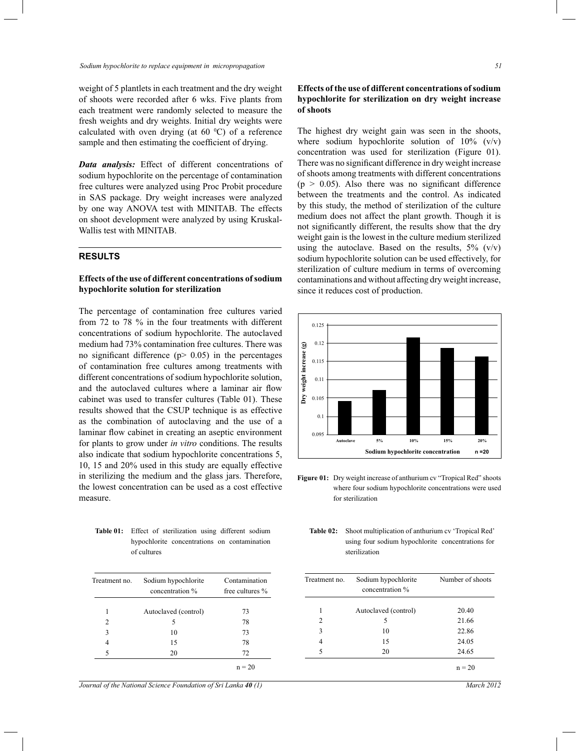weight of 5 plantlets in each treatment and the dry weight of shoots were recorded after 6 wks. Five plants from each treatment were randomly selected to measure the fresh weights and dry weights. Initial dry weights were calculated with oven drying (at 60 $^0$C) of a reference sample and then estimating the coefficient of drying.

***Data analysis:*** Effect of different concentrations of sodium hypochlorite on the percentage of contamination free cultures were analyzed using Proc Probit procedure in SAS package. Dry weight increases were analyzed by one way ANOVA test with MINITAB. The effects on shoot development were analyzed by using Kruskal-Wallis test with MINITAB.

## RESULTS

### Effects of the use of different concentrations of sodium hypochlorite solution for sterilization

The percentage of contamination free cultures varied from 72 to 78 % in the four treatments with different concentrations of sodium hypochlorite. The autoclaved medium had 73% contamination free cultures. There was no significant difference ($p > 0.05$) in the percentages of contamination free cultures among treatments with different concentrations of sodium hypochlorite solution, and the autoclaved cultures where a laminar air flow cabinet was used to transfer cultures (Table 01). These results showed that the CSUP technique is as effective as the combination of autoclaving and the use of a laminar flow cabinet in creating an aseptic environment for plants to grow under *in vitro* conditions. The results also indicate that sodium hypochlorite concentrations 5, 10, 15 and 20% used in this study are equally effective in sterilizing the medium and the glass jars. Therefore, the lowest concentration can be used as a cost effective measure.

**Table 01:** Effect of sterilization using different sodium hypochlorite concentrations on contamination of cultures

| Treatment no. | Sodium hypochlorite concentration % | Contamination free cultures % |
|---|---|---|
| 1 | Autoclaved (control) | 73 |
| 2 | 5 | 78 |
| 3 | 10 | 73 |
| 4 | 15 | 78 |
| 5 | 20 | 72 |
| | | n = 20 |

### Effects of the use of different concentrations of sodium hypochlorite for sterilization on dry weight increase of shoots

The highest dry weight gain was seen in the shoots, where sodium hypochlorite solution of 10% (v/v) concentration was used for sterilization (Figure 01). There was no significant difference in dry weight increase of shoots among treatments with different concentrations ($p > 0.05$). Also there was no significant difference between the treatments and the control. As indicated by this study, the method of sterilization of the culture medium does not affect the plant growth. Though it is not significantly different, the results show that the dry weight gain is the lowest in the culture medium sterilized using the autoclave. Based on the results, 5% (v/v) sodium hypochlorite solution can be used effectively, for sterilization of culture medium in terms of overcoming contaminations and without affecting dry weight increase, since it reduces cost of production.

**Figure 01:** Dry weight increase of anthurium cv "Tropical Red" shoots where four sodium hypochlorite concentrations were used for sterilization

**Table 02:** Shoot multiplication of anthurium cv 'Tropical Red' using four sodium hypochlorite concentrations for sterilization

| Treatment no. | Sodium hypochlorite concentration % | Number of shoots |
|---|---|---|
| 1 | Autoclaved (control) | 20.40 |
| 2 | 5 | 21.66 |
| 3 | 10 | 22.86 |
| 4 | 15 | 24.05 |
| 5 | 20 | 24.65 |
| | | n = 20 |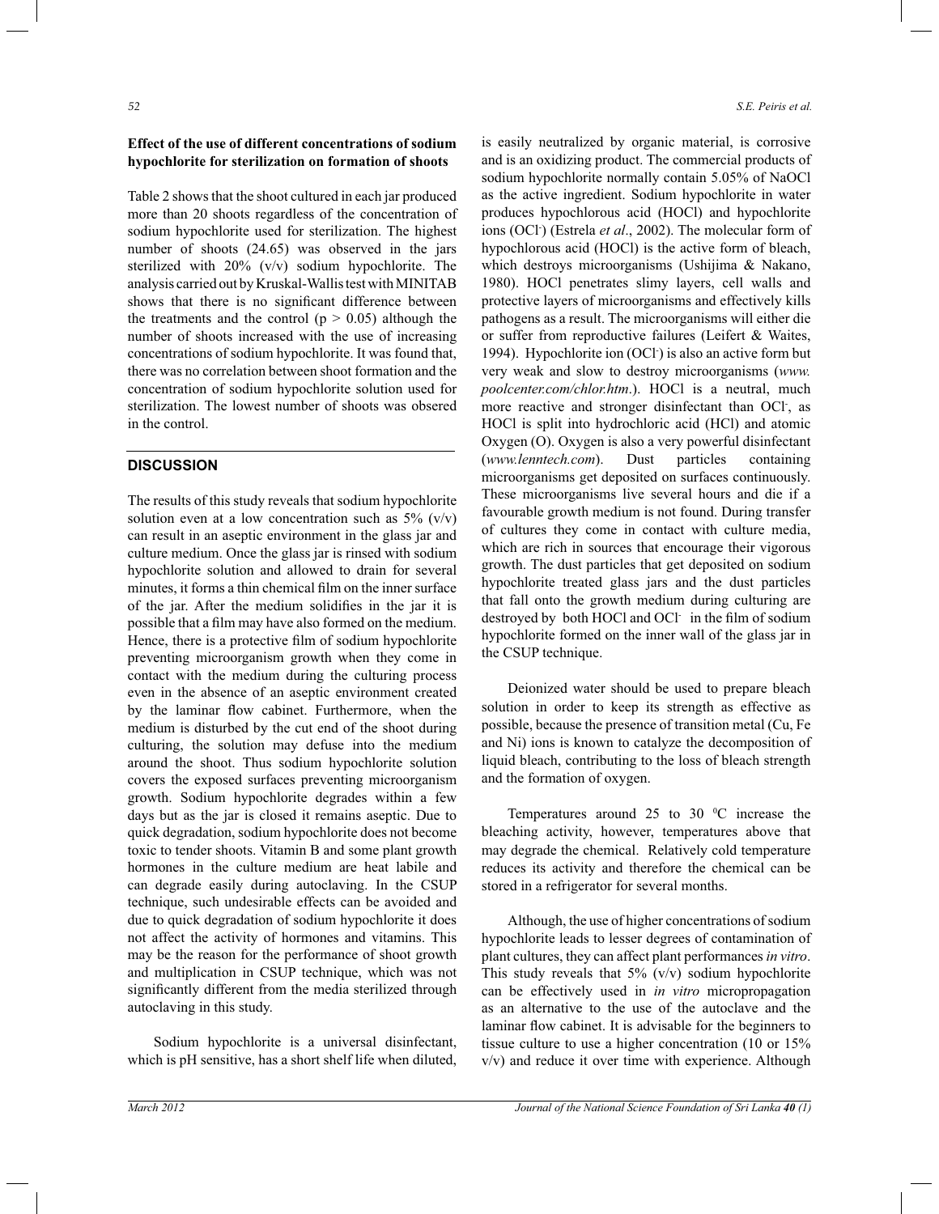**Effect of the use of different concentrations of sodium hypochlorite for sterilization on formation of shoots**

Table 2 shows that the shoot cultured in each jar produced more than 20 shoots regardless of the concentration of sodium hypochlorite used for sterilization. The highest number of shoots (24.65) was observed in the jars sterilized with 20% (v/v) sodium hypochlorite. The analysis carried out by Kruskal-Wallis test with MINITAB shows that there is no significant difference between the treatments and the control ($p > 0.05$) although the number of shoots increased with the use of increasing concentrations of sodium hypochlorite. It was found that, there was no correlation between shoot formation and the concentration of sodium hypochlorite solution used for sterilization. The lowest number of shoots was obsered in the control.

## DISCUSSION

The results of this study reveals that sodium hypochlorite solution even at a low concentration such as 5% (v/v) can result in an aseptic environment in the glass jar and culture medium. Once the glass jar is rinsed with sodium hypochlorite solution and allowed to drain for several minutes, it forms a thin chemical film on the inner surface of the jar. After the medium solidifies in the jar it is possible that a film may have also formed on the medium. Hence, there is a protective film of sodium hypochlorite preventing microorganism growth when they come in contact with the medium during the culturing process even in the absence of an aseptic environment created by the laminar flow cabinet. Furthermore, when the medium is disturbed by the cut end of the shoot during culturing, the solution may defuse into the medium around the shoot. Thus sodium hypochlorite solution covers the exposed surfaces preventing microorganism growth. Sodium hypochlorite degrades within a few days but as the jar is closed it remains aseptic. Due to quick degradation, sodium hypochlorite does not become toxic to tender shoots. Vitamin B and some plant growth hormones in the culture medium are heat labile and can degrade easily during autoclaving. In the CSUP technique, such undesirable effects can be avoided and due to quick degradation of sodium hypochlorite it does not affect the activity of hormones and vitamins. This may be the reason for the performance of shoot growth and multiplication in CSUP technique, which was not significantly different from the media sterilized through autoclaving in this study.

Sodium hypochlorite is a universal disinfectant, which is pH sensitive, has a short shelf life when diluted, is easily neutralized by organic material, is corrosive and is an oxidizing product. The commercial products of sodium hypochlorite normally contain 5.05% of NaOCl as the active ingredient. Sodium hypochlorite in water produces hypochlorous acid (HOCl) and hypochlorite ions ($OCl^-$) (Estrela *et al*., 2002). The molecular form of hypochlorous acid (HOCl) is the active form of bleach, which destroys microorganisms (Ushijima & Nakano, 1980). HOCl penetrates slimy layers, cell walls and protective layers of microorganisms and effectively kills pathogens as a result. The microorganisms will either die or suffer from reproductive failures (Leifert & Waites, 1994). Hypochlorite ion ($OCl^-$) is also an active form but very weak and slow to destroy microorganisms (*www.poolcenter.com/chlor.htm*.). HOCl is a neutral, much more reactive and stronger disinfectant than $OCl^-$, as HOCl is split into hydrochloric acid (HCl) and atomic Oxygen (O). Oxygen is also a very powerful disinfectant (*www.lenntech.com*). Dust particles containing microorganisms get deposited on surfaces continuously. These microorganisms live several hours and die if a favourable growth medium is not found. During transfer of cultures they come in contact with culture media, which are rich in sources that encourage their vigorous growth. The dust particles that get deposited on sodium hypochlorite treated glass jars and the dust particles that fall onto the growth medium during culturing are destroyed by both HOCl and $OCl^-$ in the film of sodium hypochlorite formed on the inner wall of the glass jar in the CSUP technique.

Deionized water should be used to prepare bleach solution in order to keep its strength as effective as possible, because the presence of transition metal (Cu, Fe and Ni) ions is known to catalyze the decomposition of liquid bleach, contributing to the loss of bleach strength and the formation of oxygen.

Temperatures around 25 to 30 $^0$C increase the bleaching activity, however, temperatures above that may degrade the chemical. Relatively cold temperature reduces its activity and therefore the chemical can be stored in a refrigerator for several months.

Although, the use of higher concentrations of sodium hypochlorite leads to lesser degrees of contamination of plant cultures, they can affect plant performances *in vitro*. This study reveals that 5% (v/v) sodium hypochlorite can be effectively used in *in vitro* micropropagation as an alternative to the use of the autoclave and the laminar flow cabinet. It is advisable for the beginners to tissue culture to use a higher concentration (10 or 15% v/v) and reduce it over time with experience. Although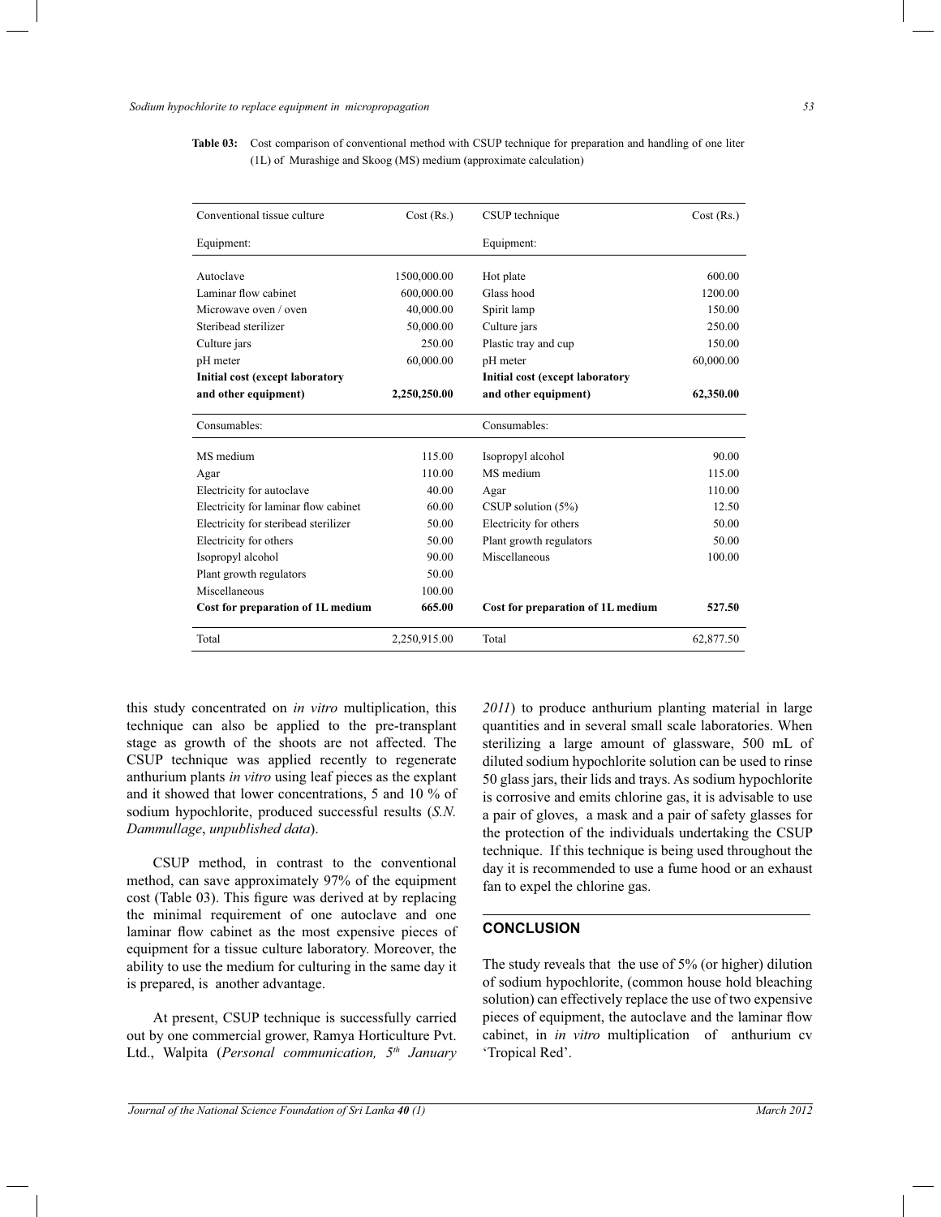**Table 03:** Cost comparison of conventional method with CSUP technique for preparation and handling of one liter (1L) of Murashige and Skoog (MS) medium (approximate calculation)

| Conventional tissue culture | Cost (Rs.) | CSUP technique | Cost (Rs.) |
|---|---|---|---|
| Equipment: | | Equipment: | |
| Autoclave | 1500,000.00 | Hot plate | 600.00 |
| Laminar flow cabinet | 600,000.00 | Glass hood | 1200.00 |
| Microwave oven / oven | 40,000.00 | Spirit lamp | 150.00 |
| Steribead sterilizer | 50,000.00 | Culture jars | 250.00 |
| Culture jars | 250.00 | Plastic tray and cup | 150.00 |
| pH meter | 60,000.00 | pH meter | 60,000.00 |
| **Initial cost (except laboratory and other equipment)** | **2,250,250.00** | **Initial cost (except laboratory and other equipment)** | **62,350.00** |
| Consumables: | | Consumables: | |
| MS medium | 115.00 | Isopropyl alcohol | 90.00 |
| Agar | 110.00 | MS medium | 115.00 |
| Electricity for autoclave | 40.00 | Agar | 110.00 |
| Electricity for laminar flow cabinet | 60.00 | CSUP solution (5%) | 12.50 |
| Electricity for steribead sterilizer | 50.00 | Electricity for others | 50.00 |
| Electricity for others | 50.00 | Plant growth regulators | 50.00 |
| Isopropyl alcohol | 90.00 | Miscellaneous | 100.00 |
| Plant growth regulators | 50.00 | | |
| Miscellaneous | 100.00 | | |
| **Cost for preparation of 1L medium** | **665.00** | **Cost for preparation of 1L medium** | **527.50** |
| Total | 2,250,915.00 | Total | 62,877.50 |

this study concentrated on *in vitro* multiplication, this technique can also be applied to the pre-transplant stage as growth of the shoots are not affected. The CSUP technique was applied recently to regenerate anthurium plants *in vitro* using leaf pieces as the explant and it showed that lower concentrations, 5 and 10 % of sodium hypochlorite, produced successful results (*S.N. Dammullage*, *unpublished data*).

CSUP method, in contrast to the conventional method, can save approximately 97% of the equipment cost (Table 03). This figure was derived at by replacing the minimal requirement of one autoclave and one laminar flow cabinet as the most expensive pieces of equipment for a tissue culture laboratory. Moreover, the ability to use the medium for culturing in the same day it is prepared, is another advantage.

At present, CSUP technique is successfully carried out by one commercial grower, Ramya Horticulture Pvt. Ltd., Walpita (*Personal communication, 5th January 2011*) to produce anthurium planting material in large quantities and in several small scale laboratories. When sterilizing a large amount of glassware, 500 mL of diluted sodium hypochlorite solution can be used to rinse 50 glass jars, their lids and trays. As sodium hypochlorite is corrosive and emits chlorine gas, it is advisable to use a pair of gloves, a mask and a pair of safety glasses for the protection of the individuals undertaking the CSUP technique. If this technique is being used throughout the day it is recommended to use a fume hood or an exhaust fan to expel the chlorine gas.

## CONCLUSION

The study reveals that the use of 5% (or higher) dilution of sodium hypochlorite, (common house hold bleaching solution) can effectively replace the use of two expensive pieces of equipment, the autoclave and the laminar flow cabinet, in *in vitro* multiplication of anthurium cv 'Tropical Red'.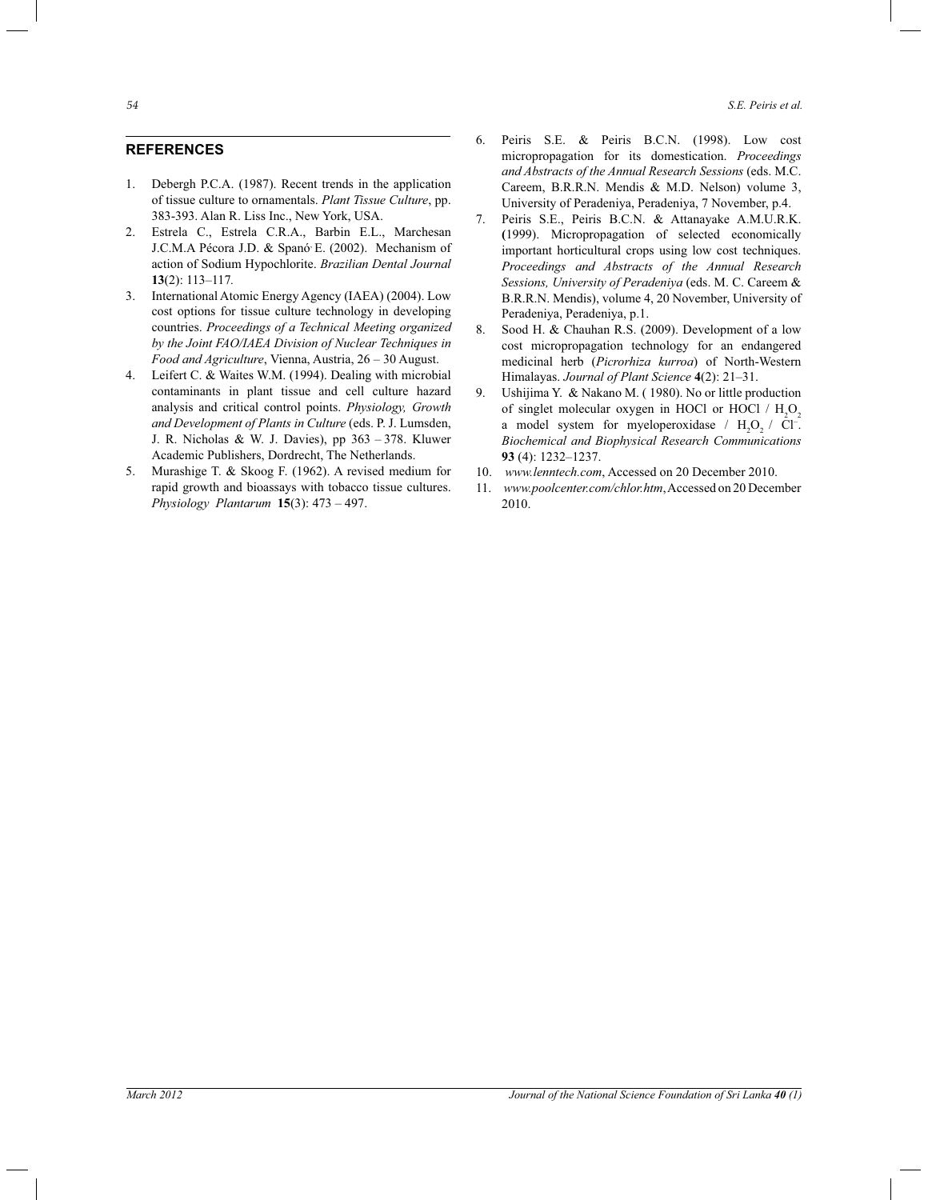## REFERENCES

1. Debergh P.C.A. (1987). Recent trends in the application of tissue culture to ornamentals. *Plant Tissue Culture*, pp. 383-393. Alan R. Liss Inc., New York, USA.
2. Estrela C., Estrela C.R.A., Barbin E.L., Marchesan J.C.M.A Pécora J.D. & Spanó E. (2002). Mechanism of action of Sodium Hypochlorite. *Brazilian Dental Journal* **13**(2): 113–117.
3. International Atomic Energy Agency (IAEA) (2004). Low cost options for tissue culture technology in developing countries. *Proceedings of a Technical Meeting organized by the Joint FAO/IAEA Division of Nuclear Techniques in Food and Agriculture*, Vienna, Austria, 26 – 30 August.
4. Leifert C. & Waites W.M. (1994). Dealing with microbial contaminants in plant tissue and cell culture hazard analysis and critical control points. *Physiology, Growth and Development of Plants in Culture* (eds. P. J. Lumsden, J. R. Nicholas & W. J. Davies), pp 363 – 378. Kluwer Academic Publishers, Dordrecht, The Netherlands.
5. Murashige T. & Skoog F. (1962). A revised medium for rapid growth and bioassays with tobacco tissue cultures. *Physiology Plantarum* **15**(3): 473 – 497.
6. Peiris S.E. & Peiris B.C.N. (1998). Low cost micropropagation for its domestication. *Proceedings and Abstracts of the Annual Research Sessions* (eds. M.C. Careem, B.R.R.N. Mendis & M.D. Nelson) volume 3, University of Peradeniya, Peradeniya, 7 November, p.4.
7. Peiris S.E., Peiris B.C.N. & Attanayake A.M.U.R.K. (1999). Micropropagation of selected economically important horticultural crops using low cost techniques. *Proceedings and Abstracts of the Annual Research Sessions, University of Peradeniya* (eds. M. C. Careem & B.R.R.N. Mendis), volume 4, 20 November, University of Peradeniya, Peradeniya, p.1.
8. Sood H. & Chauhan R.S. (2009). Development of a low cost micropropagation technology for an endangered medicinal herb (*Picrorhiza kurroa*) of North-Western Himalayas. *Journal of Plant Science* **4**(2): 21–31.
9. Ushijima Y. & Nakano M. ( 1980). No or little production of singlet molecular oxygen in HOCl or HOCl / $H_2O_2$ a model system for myeloperoxidase / $H_2O_2$ / $Cl^-$. *Biochemical and Biophysical Research Communications* **93** (4): 1232–1237.
10. *www.lenntech.com*, Accessed on 20 December 2010.
11. *www.poolcenter.com/chlor.htm*, Accessed on 20 December 2010.